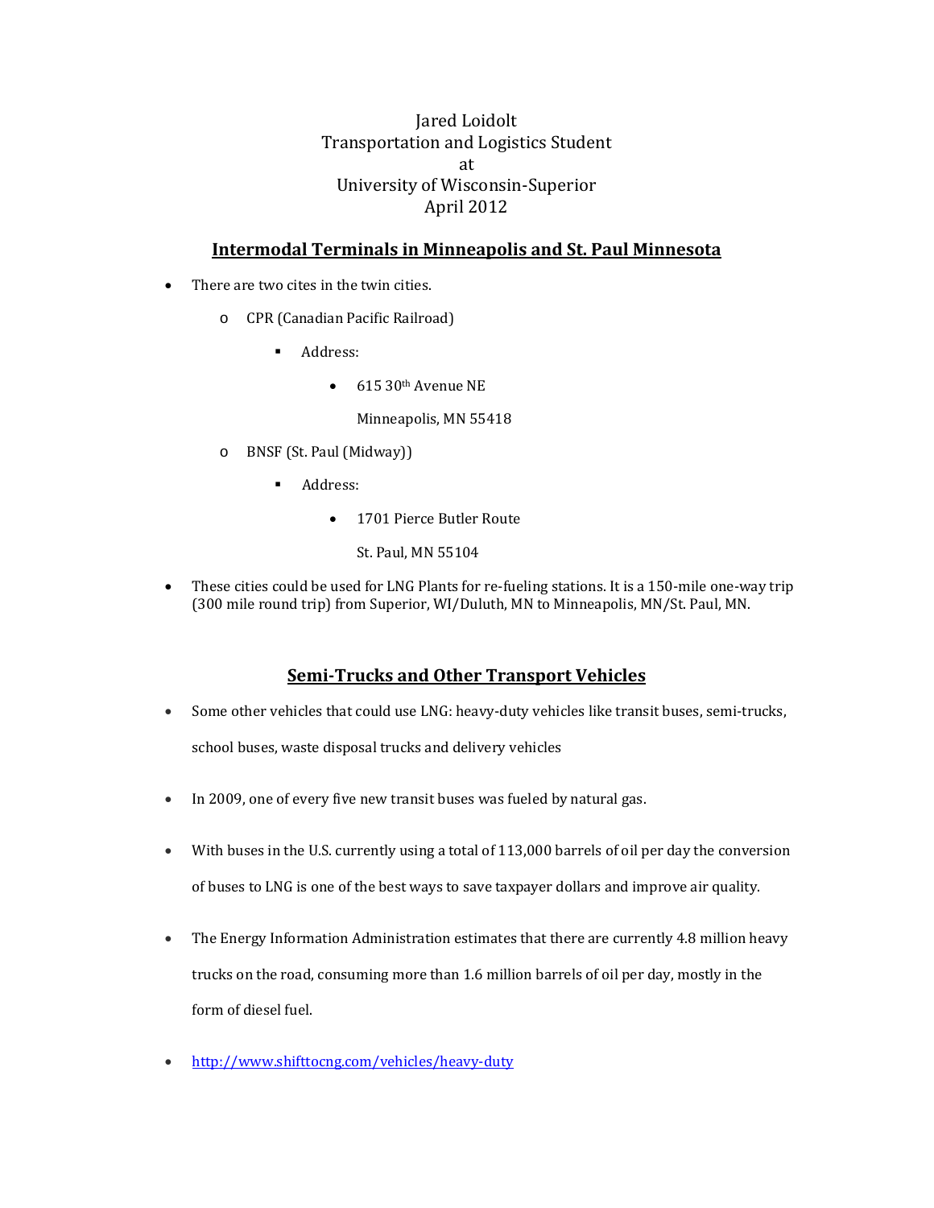Jared Loidolt
Transportation and Logistics Student
at
University of Wisconsin-Superior
April 2012

## Intermodal Terminals in Minneapolis and St. Paul Minnesota

- There are two cites in the twin cities.
  - CPR (Canadian Pacific Railroad)
    - Address:
      - 615 30th Avenue NE

        Minneapolis, MN 55418
  - BNSF (St. Paul (Midway))
    - Address:
      - 1701 Pierce Butler Route

        St. Paul, MN 55104
- These cities could be used for LNG Plants for re-fueling stations. It is a 150-mile one-way trip (300 mile round trip) from Superior, WI/Duluth, MN to Minneapolis, MN/St. Paul, MN.

## Semi-Trucks and Other Transport Vehicles

- Some other vehicles that could use LNG: heavy-duty vehicles like transit buses, semi-trucks, school buses, waste disposal trucks and delivery vehicles
- In 2009, one of every five new transit buses was fueled by natural gas.
- With buses in the U.S. currently using a total of 113,000 barrels of oil per day the conversion of buses to LNG is one of the best ways to save taxpayer dollars and improve air quality.
- The Energy Information Administration estimates that there are currently 4.8 million heavy trucks on the road, consuming more than 1.6 million barrels of oil per day, mostly in the form of diesel fuel.
- http://www.shifttocng.com/vehicles/heavy-duty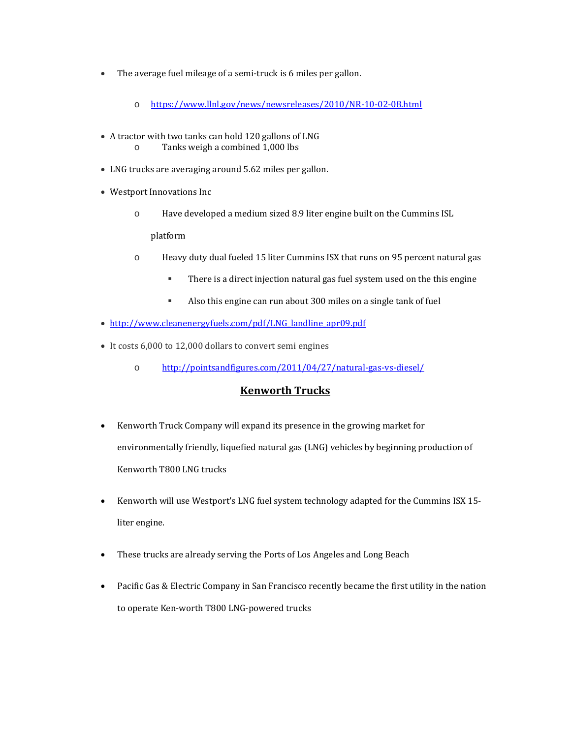- The average fuel mileage of a semi-truck is 6 miles per gallon.
  - https://www.llnl.gov/news/newsreleases/2010/NR-10-02-08.html
- A tractor with two tanks can hold 120 gallons of LNG
  - Tanks weigh a combined 1,000 lbs
- LNG trucks are averaging around 5.62 miles per gallon.
- Westport Innovations Inc
  - Have developed a medium sized 8.9 liter engine built on the Cummins ISL platform
  - Heavy duty dual fueled 15 liter Cummins ISX that runs on 95 percent natural gas
    - There is a direct injection natural gas fuel system used on the this engine
    - Also this engine can run about 300 miles on a single tank of fuel
- http://www.cleanenergyfuels.com/pdf/LNG_landline_apr09.pdf
- It costs 6,000 to 12,000 dollars to convert semi engines
  - http://pointsandfigures.com/2011/04/27/natural-gas-vs-diesel/

## **Kenworth Trucks**

- Kenworth Truck Company will expand its presence in the growing market for environmentally friendly, liquefied natural gas (LNG) vehicles by beginning production of Kenworth T800 LNG trucks
- Kenworth will use Westport's LNG fuel system technology adapted for the Cummins ISX 15-liter engine.
- These trucks are already serving the Ports of Los Angeles and Long Beach
- Pacific Gas & Electric Company in San Francisco recently became the first utility in the nation to operate Ken-worth T800 LNG-powered trucks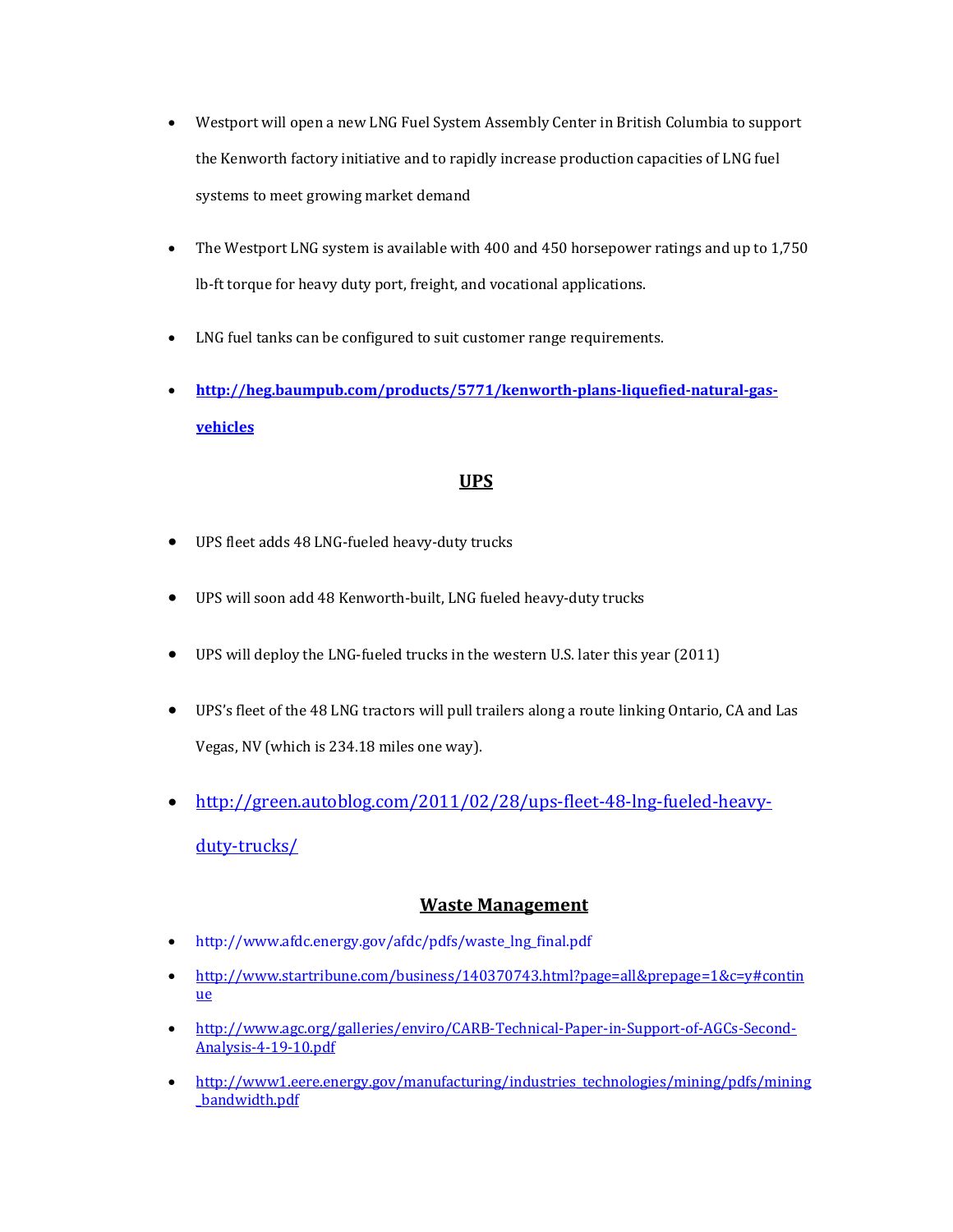- Westport will open a new LNG Fuel System Assembly Center in British Columbia to support the Kenworth factory initiative and to rapidly increase production capacities of LNG fuel systems to meet growing market demand
- The Westport LNG system is available with 400 and 450 horsepower ratings and up to 1,750 lb-ft torque for heavy duty port, freight, and vocational applications.
- LNG fuel tanks can be configured to suit customer range requirements.
- **http://heg.baumpub.com/products/5771/kenworth-plans-liquefied-natural-gas-vehicles**

## UPS

- UPS fleet adds 48 LNG-fueled heavy-duty trucks
- UPS will soon add 48 Kenworth-built, LNG fueled heavy-duty trucks
- UPS will deploy the LNG-fueled trucks in the western U.S. later this year (2011)
- UPS's fleet of the 48 LNG tractors will pull trailers along a route linking Ontario, CA and Las Vegas, NV (which is 234.18 miles one way).
- http://green.autoblog.com/2011/02/28/ups-fleet-48-lng-fueled-heavy-duty-trucks/

## Waste Management

- http://www.afdc.energy.gov/afdc/pdfs/waste_lng_final.pdf
- http://www.startribune.com/business/140370743.html?page=all&prepage=1&c=y#continue
- http://www.agc.org/galleries/enviro/CARB-Technical-Paper-in-Support-of-AGCs-Second-Analysis-4-19-10.pdf
- http://www1.eere.energy.gov/manufacturing/industries_technologies/mining/pdfs/mining_bandwidth.pdf